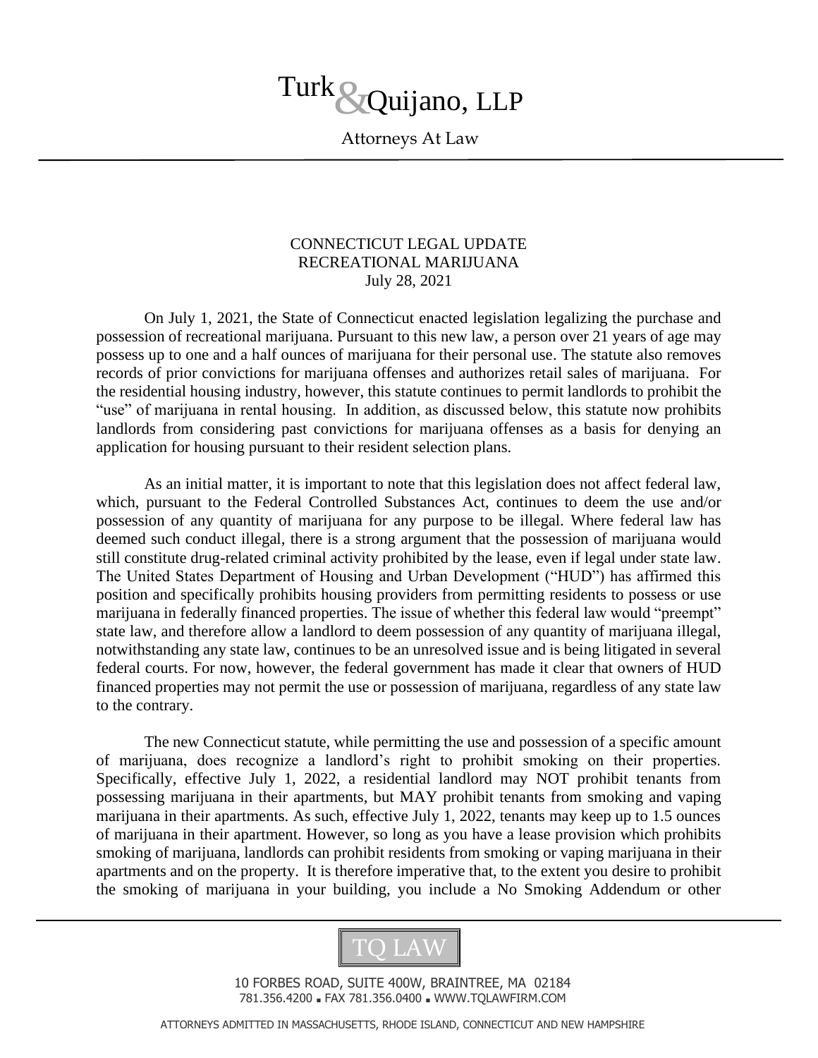# Turk & Quijano, LLP

Attorneys At Law

CONNECTICUT LEGAL UPDATE
RECREATIONAL MARIJUANA
July 28, 2021

On July 1, 2021, the State of Connecticut enacted legislation legalizing the purchase and possession of recreational marijuana. Pursuant to this new law, a person over 21 years of age may possess up to one and a half ounces of marijuana for their personal use. The statute also removes records of prior convictions for marijuana offenses and authorizes retail sales of marijuana. For the residential housing industry, however, this statute continues to permit landlords to prohibit the "use" of marijuana in rental housing. In addition, as discussed below, this statute now prohibits landlords from considering past convictions for marijuana offenses as a basis for denying an application for housing pursuant to their resident selection plans.

As an initial matter, it is important to note that this legislation does not affect federal law, which, pursuant to the Federal Controlled Substances Act, continues to deem the use and/or possession of any quantity of marijuana for any purpose to be illegal. Where federal law has deemed such conduct illegal, there is a strong argument that the possession of marijuana would still constitute drug-related criminal activity prohibited by the lease, even if legal under state law. The United States Department of Housing and Urban Development ("HUD") has affirmed this position and specifically prohibits housing providers from permitting residents to possess or use marijuana in federally financed properties. The issue of whether this federal law would "preempt" state law, and therefore allow a landlord to deem possession of any quantity of marijuana illegal, notwithstanding any state law, continues to be an unresolved issue and is being litigated in several federal courts. For now, however, the federal government has made it clear that owners of HUD financed properties may not permit the use or possession of marijuana, regardless of any state law to the contrary.

The new Connecticut statute, while permitting the use and possession of a specific amount of marijuana, does recognize a landlord's right to prohibit smoking on their properties. Specifically, effective July 1, 2022, a residential landlord may NOT prohibit tenants from possessing marijuana in their apartments, but MAY prohibit tenants from smoking and vaping marijuana in their apartments. As such, effective July 1, 2022, tenants may keep up to 1.5 ounces of marijuana in their apartment. However, so long as you have a lease provision which prohibits smoking of marijuana, landlords can prohibit residents from smoking or vaping marijuana in their apartments and on the property. It is therefore imperative that, to the extent you desire to prohibit the smoking of marijuana in your building, you include a No Smoking Addendum or other

TQ LAW

10 FORBES ROAD, SUITE 400W, BRAINTREE, MA 02184
781.356.4200 ▪ FAX 781.356.0400 ▪ WWW.TQLAWFIRM.COM

ATTORNEYS ADMITTED IN MASSACHUSETTS, RHODE ISLAND, CONNECTICUT AND NEW HAMPSHIRE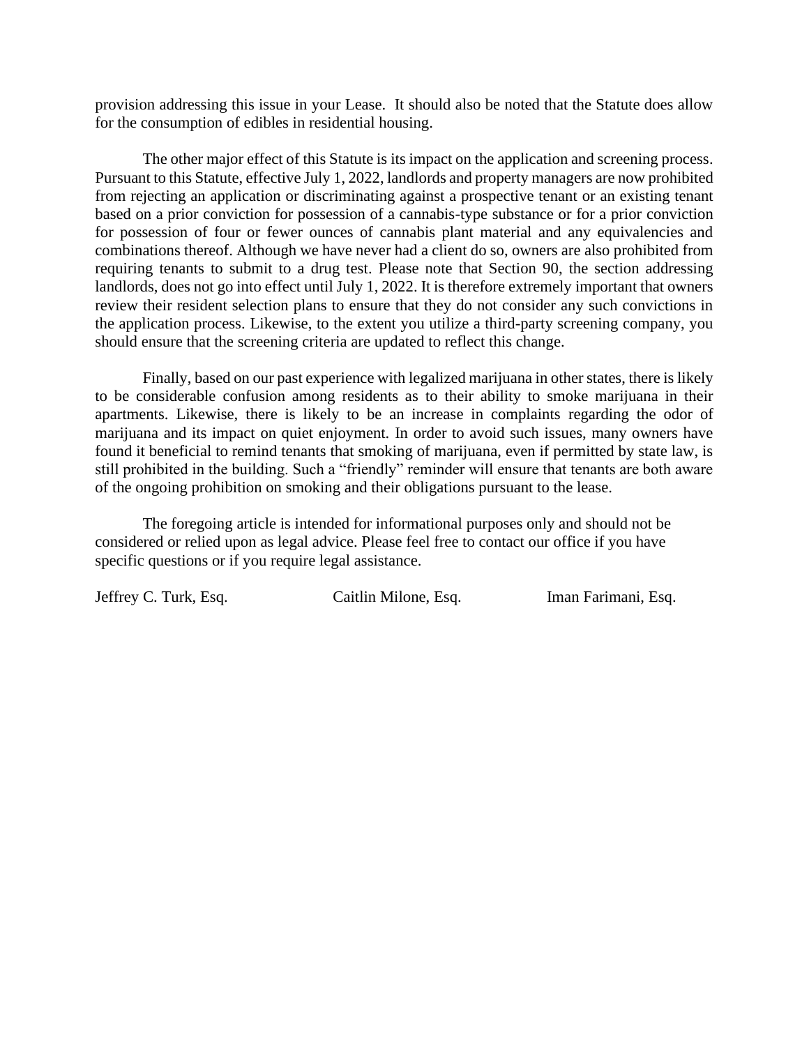provision addressing this issue in your Lease. It should also be noted that the Statute does allow for the consumption of edibles in residential housing.

The other major effect of this Statute is its impact on the application and screening process. Pursuant to this Statute, effective July 1, 2022, landlords and property managers are now prohibited from rejecting an application or discriminating against a prospective tenant or an existing tenant based on a prior conviction for possession of a cannabis-type substance or for a prior conviction for possession of four or fewer ounces of cannabis plant material and any equivalencies and combinations thereof. Although we have never had a client do so, owners are also prohibited from requiring tenants to submit to a drug test. Please note that Section 90, the section addressing landlords, does not go into effect until July 1, 2022. It is therefore extremely important that owners review their resident selection plans to ensure that they do not consider any such convictions in the application process. Likewise, to the extent you utilize a third-party screening company, you should ensure that the screening criteria are updated to reflect this change.

Finally, based on our past experience with legalized marijuana in other states, there is likely to be considerable confusion among residents as to their ability to smoke marijuana in their apartments. Likewise, there is likely to be an increase in complaints regarding the odor of marijuana and its impact on quiet enjoyment. In order to avoid such issues, many owners have found it beneficial to remind tenants that smoking of marijuana, even if permitted by state law, is still prohibited in the building. Such a "friendly" reminder will ensure that tenants are both aware of the ongoing prohibition on smoking and their obligations pursuant to the lease.

The foregoing article is intended for informational purposes only and should not be considered or relied upon as legal advice. Please feel free to contact our office if you have specific questions or if you require legal assistance.

Jeffrey C. Turk, Esq. Caitlin Milone, Esq. Iman Farimani, Esq.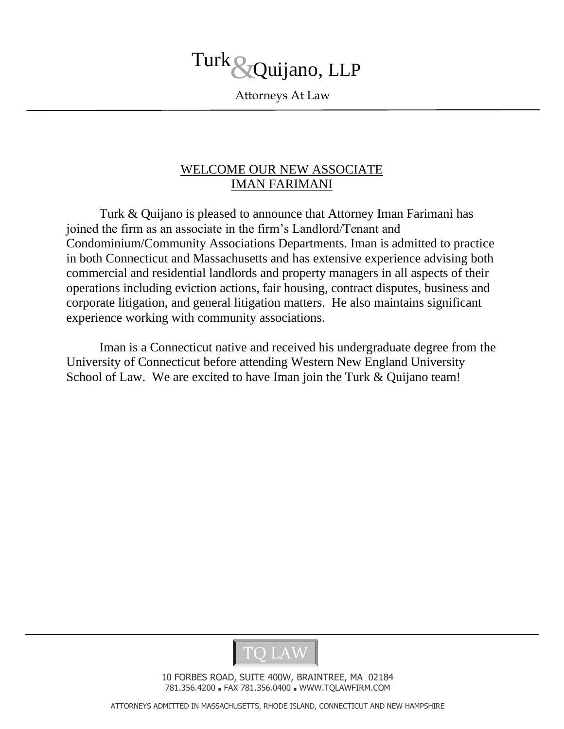Turk & Quijano, LLP

Attorneys At Law

## WELCOME OUR NEW ASSOCIATE
## IMAN FARIMANI

Turk & Quijano is pleased to announce that Attorney Iman Farimani has joined the firm as an associate in the firm's Landlord/Tenant and Condominium/Community Associations Departments. Iman is admitted to practice in both Connecticut and Massachusetts and has extensive experience advising both commercial and residential landlords and property managers in all aspects of their operations including eviction actions, fair housing, contract disputes, business and corporate litigation, and general litigation matters. He also maintains significant experience working with community associations.

Iman is a Connecticut native and received his undergraduate degree from the University of Connecticut before attending Western New England University School of Law. We are excited to have Iman join the Turk & Quijano team!

TQ LAW

10 FORBES ROAD, SUITE 400W, BRAINTREE, MA 02184
781.356.4200 ▪ FAX 781.356.0400 ▪ WWW.TQLAWFIRM.COM

ATTORNEYS ADMITTED IN MASSACHUSETTS, RHODE ISLAND, CONNECTICUT AND NEW HAMPSHIRE